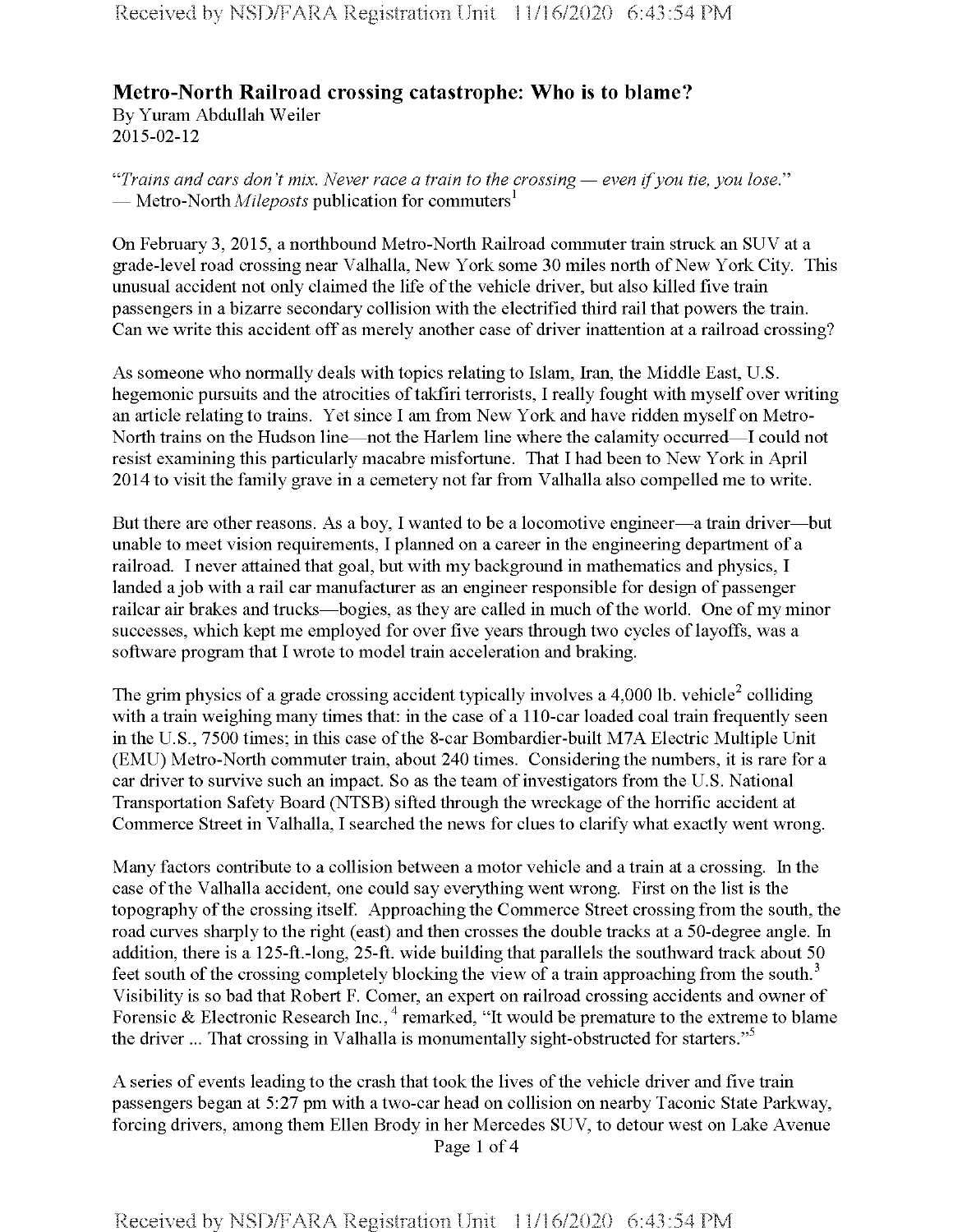# Metro-North Railroad crossing catastrophe: Who is to blame?

By Yuram Abdullah Weiler
2015-02-12

*"Trains and cars don't mix. Never race a train to the crossing — even if you tie, you lose."*
— Metro-North *Mileposts* publication for commuters[1]

On February 3, 2015, a northbound Metro-North Railroad commuter train struck an SUV at a grade-level road crossing near Valhalla, New York some 30 miles north of New York City. This unusual accident not only claimed the life of the vehicle driver, but also killed five train passengers in a bizarre secondary collision with the electrified third rail that powers the train. Can we write this accident off as merely another case of driver inattention at a railroad crossing?

As someone who normally deals with topics relating to Islam, Iran, the Middle East, U.S. hegemonic pursuits and the atrocities of takfiri terrorists, I really fought with myself over writing an article relating to trains. Yet since I am from New York and have ridden myself on Metro-North trains on the Hudson line—not the Harlem line where the calamity occurred—I could not resist examining this particularly macabre misfortune. That I had been to New York in April 2014 to visit the family grave in a cemetery not far from Valhalla also compelled me to write.

But there are other reasons. As a boy, I wanted to be a locomotive engineer—a train driver—but unable to meet vision requirements, I planned on a career in the engineering department of a railroad. I never attained that goal, but with my background in mathematics and physics, I landed a job with a rail car manufacturer as an engineer responsible for design of passenger railcar air brakes and trucks—bogies, as they are called in much of the world. One of my minor successes, which kept me employed for over five years through two cycles of layoffs, was a software program that I wrote to model train acceleration and braking.

The grim physics of a grade crossing accident typically involves a 4,000 lb. vehicle[2] colliding with a train weighing many times that: in the case of a 110-car loaded coal train frequently seen in the U.S., 7500 times; in this case of the 8-car Bombardier-built M7A Electric Multiple Unit (EMU) Metro-North commuter train, about 240 times. Considering the numbers, it is rare for a car driver to survive such an impact. So as the team of investigators from the U.S. National Transportation Safety Board (NTSB) sifted through the wreckage of the horrific accident at Commerce Street in Valhalla, I searched the news for clues to clarify what exactly went wrong.

Many factors contribute to a collision between a motor vehicle and a train at a crossing. In the case of the Valhalla accident, one could say everything went wrong. First on the list is the topography of the crossing itself. Approaching the Commerce Street crossing from the south, the road curves sharply to the right (east) and then crosses the double tracks at a 50-degree angle. In addition, there is a 125-ft.-long, 25-ft. wide building that parallels the southward track about 50 feet south of the crossing completely blocking the view of a train approaching from the south.[3] Visibility is so bad that Robert F. Comer, an expert on railroad crossing accidents and owner of Forensic & Electronic Research Inc.,[4] remarked, "It would be premature to the extreme to blame the driver ... That crossing in Valhalla is monumentally sight-obstructed for starters."[5]

A series of events leading to the crash that took the lives of the vehicle driver and five train passengers began at 5:27 pm with a two-car head on collision on nearby Taconic State Parkway, forcing drivers, among them Ellen Brody in her Mercedes SUV, to detour west on Lake Avenue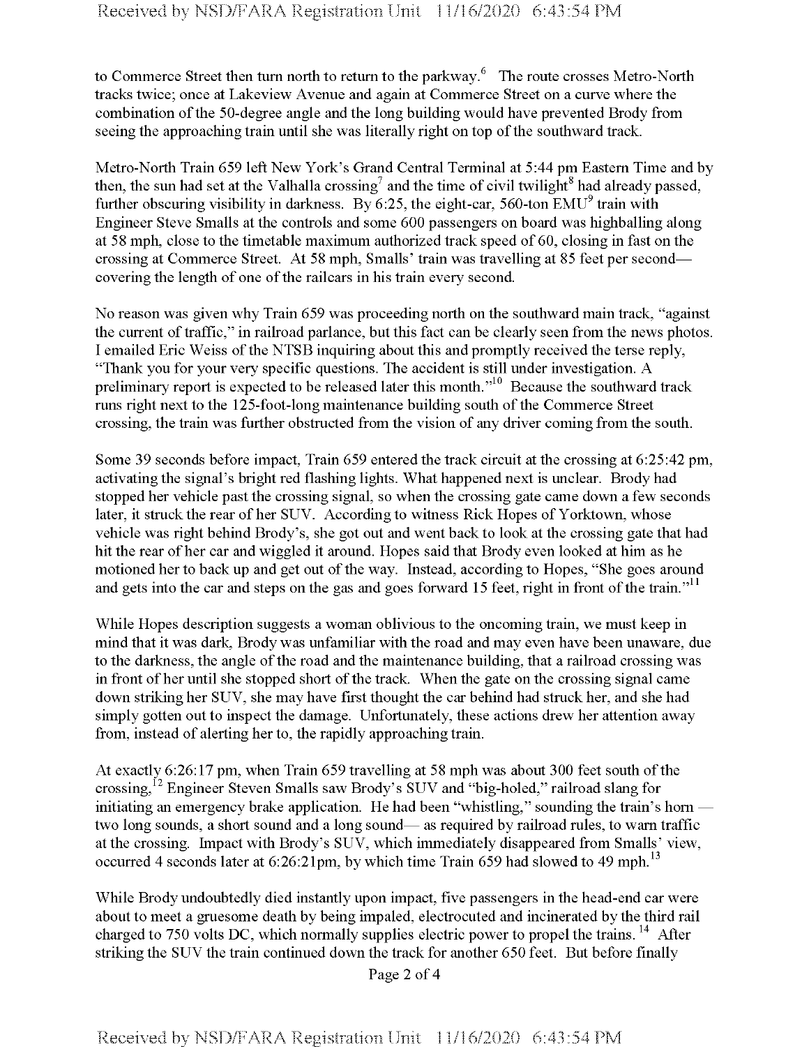to Commerce Street then turn north to return to the parkway.[6] The route crosses Metro-North tracks twice; once at Lakeview Avenue and again at Commerce Street on a curve where the combination of the 50-degree angle and the long building would have prevented Brody from seeing the approaching train until she was literally right on top of the southward track.

Metro-North Train 659 left New York's Grand Central Terminal at 5:44 pm Eastern Time and by then, the sun had set at the Valhalla crossing[7] and the time of civil twilight[8] had already passed, further obscuring visibility in darkness. By 6:25, the eight-car, 560-ton EMU[9] train with Engineer Steve Smalls at the controls and some 600 passengers on board was highballing along at 58 mph, close to the timetable maximum authorized track speed of 60, closing in fast on the crossing at Commerce Street. At 58 mph, Smalls' train was travelling at 85 feet per second—covering the length of one of the railcars in his train every second.

No reason was given why Train 659 was proceeding north on the southward main track, "against the current of traffic," in railroad parlance, but this fact can be clearly seen from the news photos. I emailed Eric Weiss of the NTSB inquiring about this and promptly received the terse reply, "Thank you for your very specific questions. The accident is still under investigation. A preliminary report is expected to be released later this month."[10] Because the southward track runs right next to the 125-foot-long maintenance building south of the Commerce Street crossing, the train was further obstructed from the vision of any driver coming from the south.

Some 39 seconds before impact, Train 659 entered the track circuit at the crossing at 6:25:42 pm, activating the signal's bright red flashing lights. What happened next is unclear. Brody had stopped her vehicle past the crossing signal, so when the crossing gate came down a few seconds later, it struck the rear of her SUV. According to witness Rick Hopes of Yorktown, whose vehicle was right behind Brody's, she got out and went back to look at the crossing gate that had hit the rear of her car and wiggled it around. Hopes said that Brody even looked at him as he motioned her to back up and get out of the way. Instead, according to Hopes, "She goes around and gets into the car and steps on the gas and goes forward 15 feet, right in front of the train."[11]

While Hopes description suggests a woman oblivious to the oncoming train, we must keep in mind that it was dark, Brody was unfamiliar with the road and may even have been unaware, due to the darkness, the angle of the road and the maintenance building, that a railroad crossing was in front of her until she stopped short of the track. When the gate on the crossing signal came down striking her SUV, she may have first thought the car behind had struck her, and she had simply gotten out to inspect the damage. Unfortunately, these actions drew her attention away from, instead of alerting her to, the rapidly approaching train.

At exactly 6:26:17 pm, when Train 659 travelling at 58 mph was about 300 feet south of the crossing,[12] Engineer Steven Smalls saw Brody's SUV and "big-holed," railroad slang for initiating an emergency brake application. He had been "whistling," sounding the train's horn — two long sounds, a short sound and a long sound— as required by railroad rules, to warn traffic at the crossing. Impact with Brody's SUV, which immediately disappeared from Smalls' view, occurred 4 seconds later at 6:26:21pm, by which time Train 659 had slowed to 49 mph.[13]

While Brody undoubtedly died instantly upon impact, five passengers in the head-end car were about to meet a gruesome death by being impaled, electrocuted and incinerated by the third rail charged to 750 volts DC, which normally supplies electric power to propel the trains.[14] After striking the SUV the train continued down the track for another 650 feet. But before finally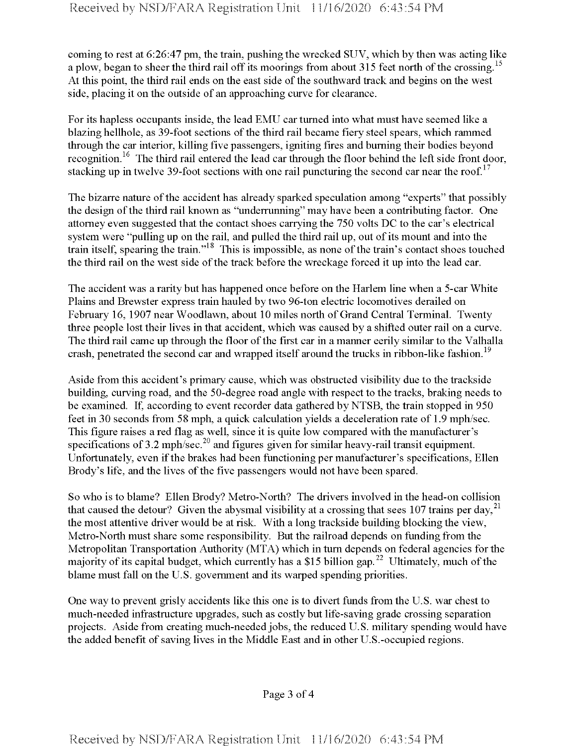coming to rest at 6:26:47 pm, the train, pushing the wrecked SUV, which by then was acting like a plow, began to sheer the third rail off its moorings from about 315 feet north of the crossing.[15] At this point, the third rail ends on the east side of the southward track and begins on the west side, placing it on the outside of an approaching curve for clearance.

For its hapless occupants inside, the lead EMU car turned into what must have seemed like a blazing hellhole, as 39-foot sections of the third rail became fiery steel spears, which rammed through the car interior, killing five passengers, igniting fires and burning their bodies beyond recognition.[16] The third rail entered the lead car through the floor behind the left side front door, stacking up in twelve 39-foot sections with one rail puncturing the second car near the roof.[17]

The bizarre nature of the accident has already sparked speculation among "experts" that possibly the design of the third rail known as "underrunning" may have been a contributing factor. One attorney even suggested that the contact shoes carrying the 750 volts DC to the car's electrical system were "pulling up on the rail, and pulled the third rail up, out of its mount and into the train itself, spearing the train."[18] This is impossible, as none of the train's contact shoes touched the third rail on the west side of the track before the wreckage forced it up into the lead car.

The accident was a rarity but has happened once before on the Harlem line when a 5-car White Plains and Brewster express train hauled by two 96-ton electric locomotives derailed on February 16, 1907 near Woodlawn, about 10 miles north of Grand Central Terminal. Twenty three people lost their lives in that accident, which was caused by a shifted outer rail on a curve. The third rail came up through the floor of the first car in a manner eerily similar to the Valhalla crash, penetrated the second car and wrapped itself around the trucks in ribbon-like fashion.[19]

Aside from this accident's primary cause, which was obstructed visibility due to the trackside building, curving road, and the 50-degree road angle with respect to the tracks, braking needs to be examined. If, according to event recorder data gathered by NTSB, the train stopped in 950 feet in 30 seconds from 58 mph, a quick calculation yields a deceleration rate of 1.9 mph/sec. This figure raises a red flag as well, since it is quite low compared with the manufacturer's specifications of 3.2 mph/sec.[20] and figures given for similar heavy-rail transit equipment. Unfortunately, even if the brakes had been functioning per manufacturer's specifications, Ellen Brody's life, and the lives of the five passengers would not have been spared.

So who is to blame? Ellen Brody? Metro-North? The drivers involved in the head-on collision that caused the detour? Given the abysmal visibility at a crossing that sees 107 trains per day,[21] the most attentive driver would be at risk. With a long trackside building blocking the view, Metro-North must share some responsibility. But the railroad depends on funding from the Metropolitan Transportation Authority (MTA) which in turn depends on federal agencies for the majority of its capital budget, which currently has a $15 billion gap.[22] Ultimately, much of the blame must fall on the U.S. government and its warped spending priorities.

One way to prevent grisly accidents like this one is to divert funds from the U.S. war chest to much-needed infrastructure upgrades, such as costly but life-saving grade crossing separation projects. Aside from creating much-needed jobs, the reduced U.S. military spending would have the added benefit of saving lives in the Middle East and in other U.S.-occupied regions.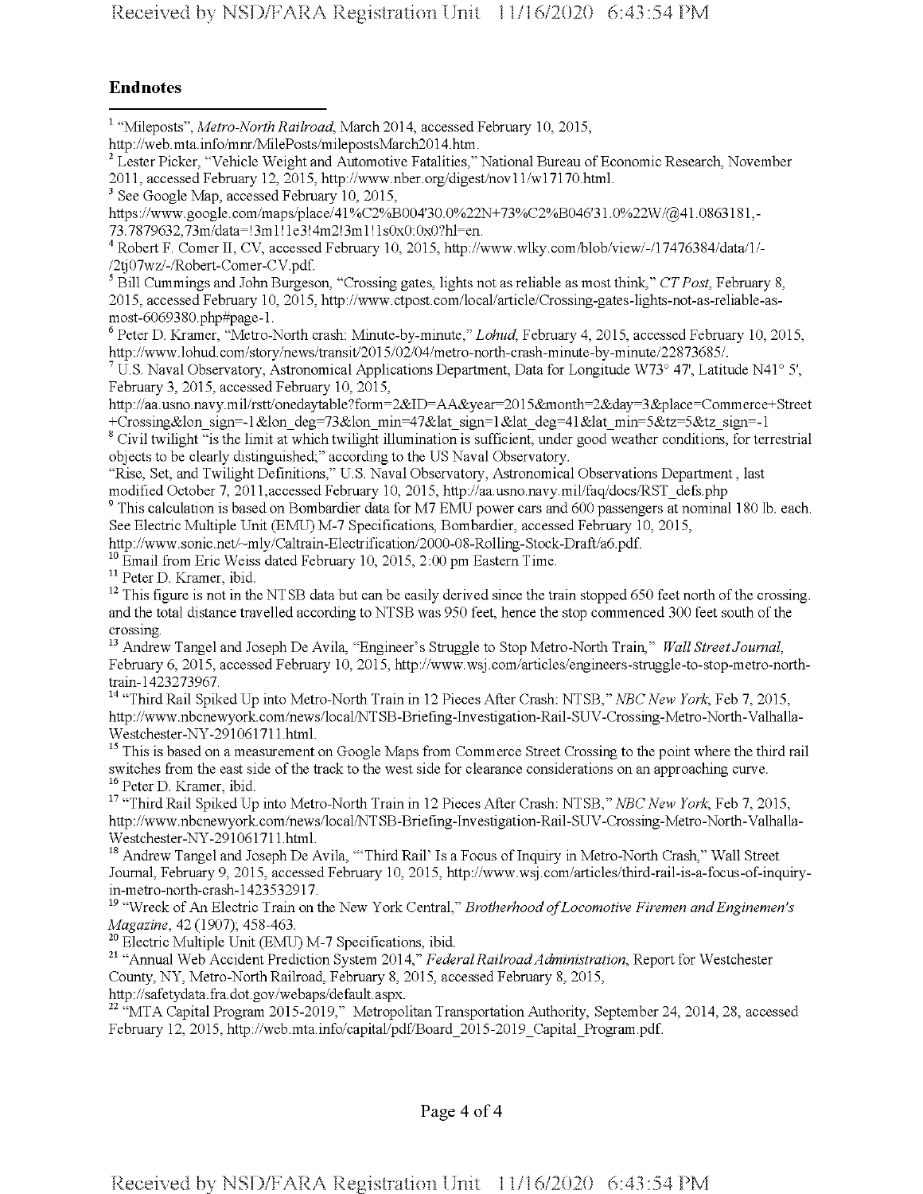## Endnotes

[1] "Mileposts", *Metro-North Railroad*, March 2014, accessed February 10, 2015, http://web.mta.info/mnr/MilePosts/milepostsMarch2014.htm.

[2] Lester Picker, "Vehicle Weight and Automotive Fatalities," National Bureau of Economic Research, November 2011, accessed February 12, 2015, http://www.nber.org/digest/nov11/w17170.html.

[3] See Google Map, accessed February 10, 2015, https://www.google.com/maps/place/41%C2%B004'30.0%22N+73%C2%B046'31.0%22W/@41.0863181,-73.7879632,73m/data=!3m1!1e3!4m2!3m1!1s0x0:0x0?hl=en.

[4] Robert F. Comer II, CV, accessed February 10, 2015, http://www.wlky.com/blob/view/-/17476384/data/1/-/2tj07wz/-/Robert-Comer-CV.pdf.

[5] Bill Cummings and John Burgeson, "Crossing gates, lights not as reliable as most think," *CT Post*, February 8, 2015, accessed February 10, 2015, http://www.ctpost.com/local/article/Crossing-gates-lights-not-as-reliable-as-most-6069380.php#page-1.

[6] Peter D. Kramer, "Metro-North crash: Minute-by-minute," *Lohud*, February 4, 2015, accessed February 10, 2015, http://www.lohud.com/story/news/transit/2015/02/04/metro-north-crash-minute-by-minute/22873685/.

[7] U.S. Naval Observatory, Astronomical Applications Department, Data for Longitude W73° 47', Latitude N41° 5', February 3, 2015, accessed February 10, 2015, http://aa.usno.navy.mil/rstt/onedaytable?form=2&ID=AA&year=2015&month=2&day=3&place=Commerce+Street+Crossing&lon_sign=-1&lon_deg=73&lon_min=47&lat_sign=1&lat_deg=41&lat_min=5&tz=5&tz_sign=-1

[8] Civil twilight "is the limit at which twilight illumination is sufficient, under good weather conditions, for terrestrial objects to be clearly distinguished;" according to the US Naval Observatory.
"Rise, Set, and Twilight Definitions," U.S. Naval Observatory, Astronomical Observations Department, last modified October 7, 2011,accessed February 10, 2015, http://aa.usno.navy.mil/faq/docs/RST_defs.php

[9] This calculation is based on Bombardier data for M7 EMU power cars and 600 passengers at nominal 180 lb. each. See Electric Multiple Unit (EMU) M-7 Specifications, Bombardier, accessed February 10, 2015, http://www.sonic.net/~mly/Caltrain-Electrification/2000-08-Rolling-Stock-Draft/a6.pdf.

[10] Email from Eric Weiss dated February 10, 2015, 2:00 pm Eastern Time.

[11] Peter D. Kramer, ibid.

[12] This figure is not in the NTSB data but can be easily derived since the train stopped 650 feet north of the crossing. and the total distance travelled according to NTSB was 950 feet, hence the stop commenced 300 feet south of the crossing.

[13] Andrew Tangel and Joseph De Avila, "Engineer's Struggle to Stop Metro-North Train," *Wall Street Journal*, February 6, 2015, accessed February 10, 2015, http://www.wsj.com/articles/engineers-struggle-to-stop-metro-north-train-1423273967.

[14] "Third Rail Spiked Up into Metro-North Train in 12 Pieces After Crash: NTSB," *NBC New York*, Feb 7, 2015, http://www.nbcnewyork.com/news/local/NTSB-Briefing-Investigation-Rail-SUV-Crossing-Metro-North-Valhalla-Westchester-NY-291061711.html.

[15] This is based on a measurement on Google Maps from Commerce Street Crossing to the point where the third rail switches from the east side of the track to the west side for clearance considerations on an approaching curve.

[16] Peter D. Kramer, ibid.

[17] "Third Rail Spiked Up into Metro-North Train in 12 Pieces After Crash: NTSB," *NBC New York*, Feb 7, 2015, http://www.nbcnewyork.com/news/local/NTSB-Briefing-Investigation-Rail-SUV-Crossing-Metro-North-Valhalla-Westchester-NY-291061711.html.

[18] Andrew Tangel and Joseph De Avila, "'Third Rail' Is a Focus of Inquiry in Metro-North Crash," Wall Street Journal, February 9, 2015, accessed February 10, 2015, http://www.wsj.com/articles/third-rail-is-a-focus-of-inquiry-in-metro-north-crash-1423532917.

[19] "Wreck of An Electric Train on the New York Central," *Brotherhood of Locomotive Firemen and Enginemen's Magazine*, 42 (1907); 458-463.

[20] Electric Multiple Unit (EMU) M-7 Specifications, ibid.

[21] "Annual Web Accident Prediction System 2014," *Federal Railroad Administration*, Report for Westchester County, NY, Metro-North Railroad, February 8, 2015, accessed February 8, 2015, http://safetydata.fra.dot.gov/webaps/default.aspx.

[22] "MTA Capital Program 2015-2019," Metropolitan Transportation Authority, September 24, 2014, 28, accessed February 12, 2015, http://web.mta.info/capital/pdf/Board_2015-2019_Capital_Program.pdf.